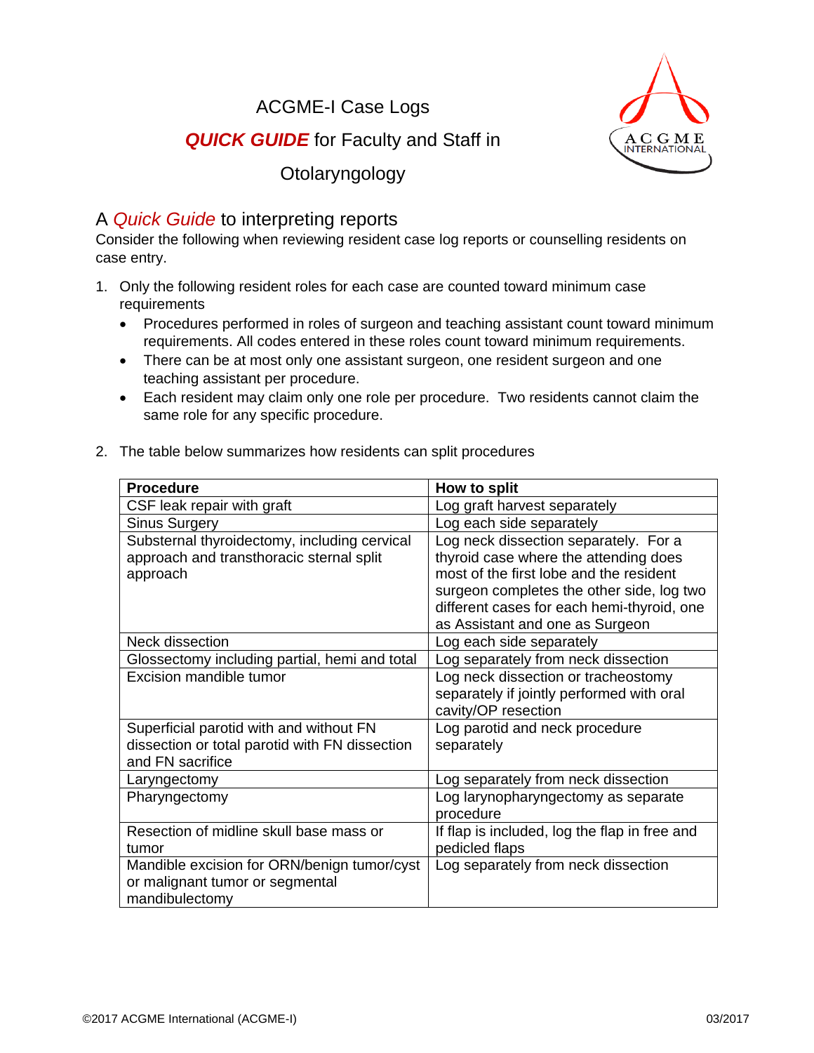# ACGME-I Case Logs

## ***QUICK GUIDE*** for Faculty and Staff in

## Otolaryngology

## A *Quick Guide* to interpreting reports

Consider the following when reviewing resident case log reports or counselling residents on case entry.

1. Only the following resident roles for each case are counted toward minimum case requirements
   - Procedures performed in roles of surgeon and teaching assistant count toward minimum requirements. All codes entered in these roles count toward minimum requirements.
   - There can be at most only one assistant surgeon, one resident surgeon and one teaching assistant per procedure.
   - Each resident may claim only one role per procedure. Two residents cannot claim the same role for any specific procedure.

2. The table below summarizes how residents can split procedures

| Procedure | How to split |
|---|---|
| CSF leak repair with graft | Log graft harvest separately |
| Sinus Surgery | Log each side separately |
| Substernal thyroidectomy, including cervical approach and transthoracic sternal split approach | Log neck dissection separately. For a thyroid case where the attending does most of the first lobe and the resident surgeon completes the other side, log two different cases for each hemi-thyroid, one as Assistant and one as Surgeon |
| Neck dissection | Log each side separately |
| Glossectomy including partial, hemi and total | Log separately from neck dissection |
| Excision mandible tumor | Log neck dissection or tracheostomy separately if jointly performed with oral cavity/OP resection |
| Superficial parotid with and without FN dissection or total parotid with FN dissection and FN sacrifice | Log parotid and neck procedure separately |
| Laryngectomy | Log separately from neck dissection |
| Pharyngectomy | Log larynopharyngectomy as separate procedure |
| Resection of midline skull base mass or tumor | If flap is included, log the flap in free and pedicled flaps |
| Mandible excision for ORN/benign tumor/cyst or malignant tumor or segmental mandibulectomy | Log separately from neck dissection |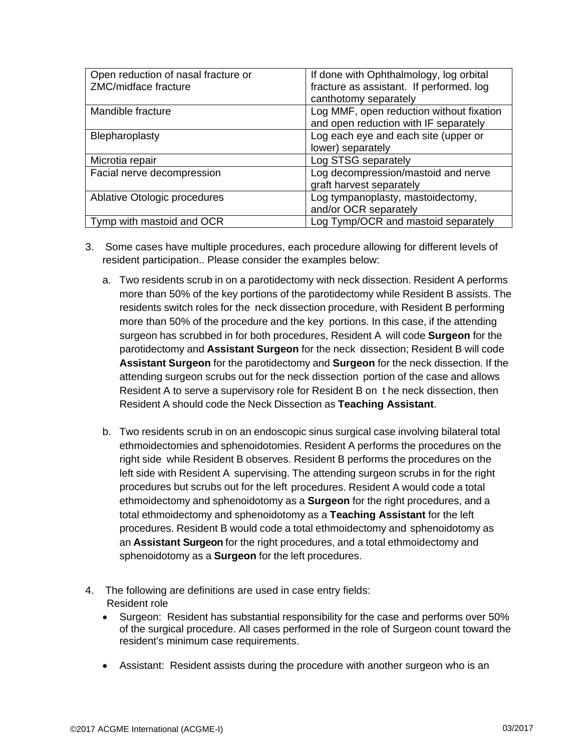| Open reduction of nasal fracture or ZMC/midface fracture | If done with Ophthalmology, log orbital fracture as assistant. If performed. log canthotomy separately |
|---|---|
| Mandible fracture | Log MMF, open reduction without fixation and open reduction with IF separately |
| Blepharoplasty | Log each eye and each site (upper or lower) separately |
| Microtia repair | Log STSG separately |
| Facial nerve decompression | Log decompression/mastoid and nerve graft harvest separately |
| Ablative Otologic procedures | Log tympanoplasty, mastoidectomy, and/or OCR separately |
| Tymp with mastoid and OCR | Log Tymp/OCR and mastoid separately |

3. Some cases have multiple procedures, each procedure allowing for different levels of resident participation.. Please consider the examples below:

   a. Two residents scrub in on a parotidectomy with neck dissection. Resident A performs more than 50% of the key portions of the parotidectomy while Resident B assists. The residents switch roles for the neck dissection procedure, with Resident B performing more than 50% of the procedure and the key portions. In this case, if the attending surgeon has scrubbed in for both procedures, Resident A will code **Surgeon** for the parotidectomy and **Assistant Surgeon** for the neck dissection; Resident B will code **Assistant Surgeon** for the parotidectomy and **Surgeon** for the neck dissection. If the attending surgeon scrubs out for the neck dissection portion of the case and allows Resident A to serve a supervisory role for Resident B on t he neck dissection, then Resident A should code the Neck Dissection as **Teaching Assistant**.

   b. Two residents scrub in on an endoscopic sinus surgical case involving bilateral total ethmoidectomies and sphenoidotomies. Resident A performs the procedures on the right side while Resident B observes. Resident B performs the procedures on the left side with Resident A supervising. The attending surgeon scrubs in for the right procedures but scrubs out for the left procedures. Resident A would code a total ethmoidectomy and sphenoidotomy as a **Surgeon** for the right procedures, and a total ethmoidectomy and sphenoidotomy as a **Teaching Assistant** for the left procedures. Resident B would code a total ethmoidectomy and sphenoidotomy as an **Assistant Surgeon** for the right procedures, and a total ethmoidectomy and sphenoidotomy as a **Surgeon** for the left procedures.

4. The following are definitions are used in case entry fields:
   Resident role
   - Surgeon: Resident has substantial responsibility for the case and performs over 50% of the surgical procedure. All cases performed in the role of Surgeon count toward the resident's minimum case requirements.
   - Assistant: Resident assists during the procedure with another surgeon who is an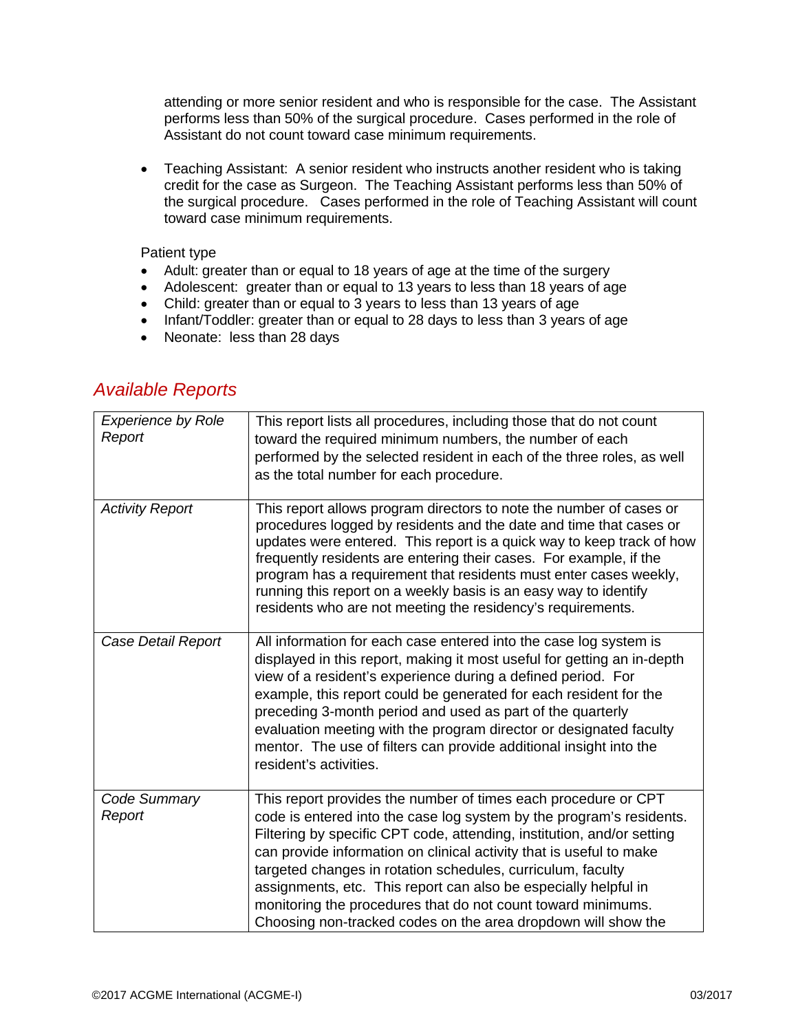attending or more senior resident and who is responsible for the case. The Assistant performs less than 50% of the surgical procedure. Cases performed in the role of Assistant do not count toward case minimum requirements.

- Teaching Assistant: A senior resident who instructs another resident who is taking credit for the case as Surgeon. The Teaching Assistant performs less than 50% of the surgical procedure. Cases performed in the role of Teaching Assistant will count toward case minimum requirements.

Patient type

- Adult: greater than or equal to 18 years of age at the time of the surgery
- Adolescent: greater than or equal to 13 years to less than 18 years of age
- Child: greater than or equal to 3 years to less than 13 years of age
- Infant/Toddler: greater than or equal to 28 days to less than 3 years of age
- Neonate: less than 28 days

## *Available Reports*

| | |
|---|---|
| *Experience by Role Report* | This report lists all procedures, including those that do not count toward the required minimum numbers, the number of each performed by the selected resident in each of the three roles, as well as the total number for each procedure. |
| *Activity Report* | This report allows program directors to note the number of cases or procedures logged by residents and the date and time that cases or updates were entered. This report is a quick way to keep track of how frequently residents are entering their cases. For example, if the program has a requirement that residents must enter cases weekly, running this report on a weekly basis is an easy way to identify residents who are not meeting the residency's requirements. |
| *Case Detail Report* | All information for each case entered into the case log system is displayed in this report, making it most useful for getting an in-depth view of a resident's experience during a defined period. For example, this report could be generated for each resident for the preceding 3-month period and used as part of the quarterly evaluation meeting with the program director or designated faculty mentor. The use of filters can provide additional insight into the resident's activities. |
| *Code Summary Report* | This report provides the number of times each procedure or CPT code is entered into the case log system by the program's residents. Filtering by specific CPT code, attending, institution, and/or setting can provide information on clinical activity that is useful to make targeted changes in rotation schedules, curriculum, faculty assignments, etc. This report can also be especially helpful in monitoring the procedures that do not count toward minimums. Choosing non-tracked codes on the area dropdown will show the |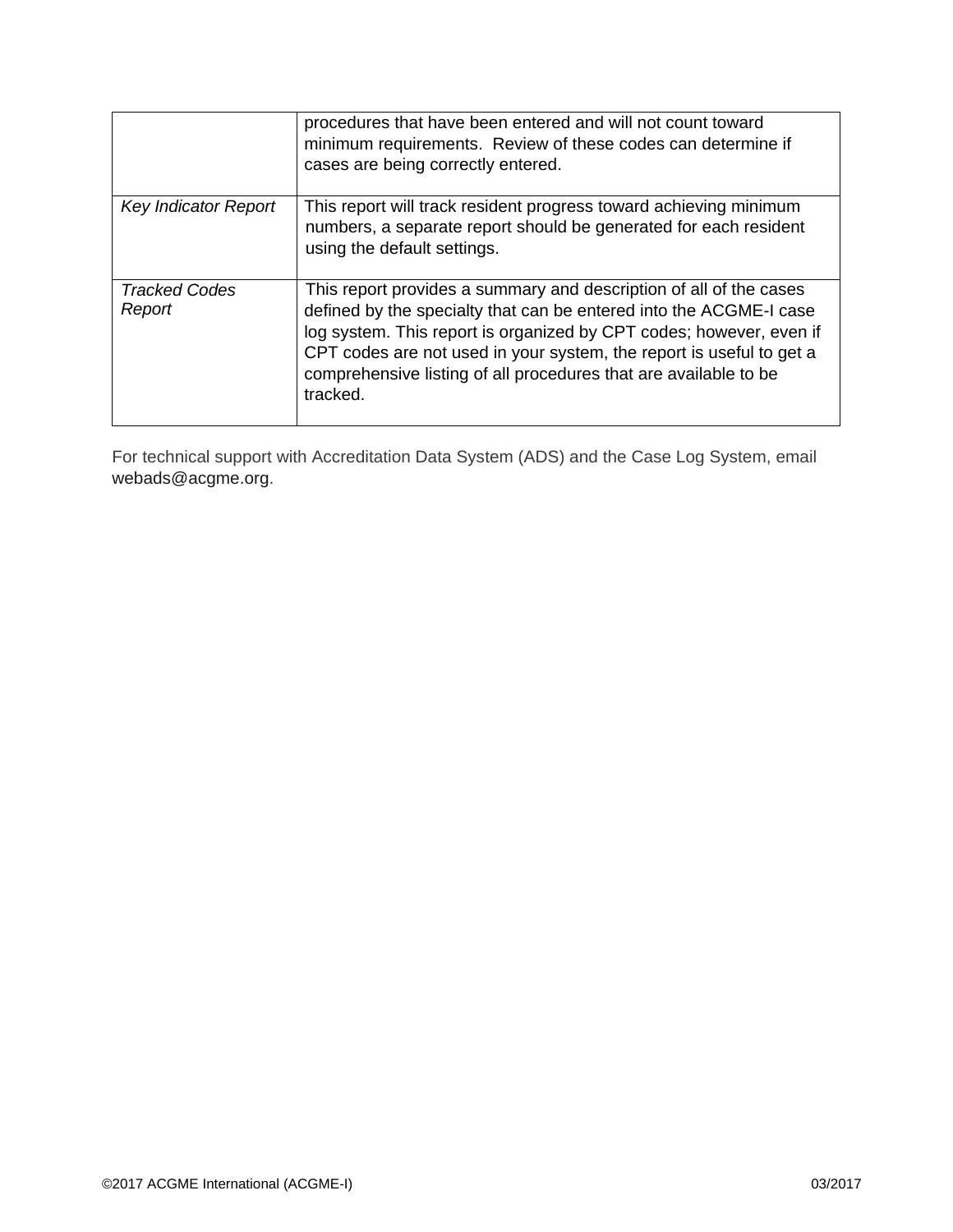| | |
|---|---|
| | procedures that have been entered and will not count toward minimum requirements. Review of these codes can determine if cases are being correctly entered. |
| *Key Indicator Report* | This report will track resident progress toward achieving minimum numbers, a separate report should be generated for each resident using the default settings. |
| *Tracked Codes Report* | This report provides a summary and description of all of the cases defined by the specialty that can be entered into the ACGME-I case log system. This report is organized by CPT codes; however, even if CPT codes are not used in your system, the report is useful to get a comprehensive listing of all procedures that are available to be tracked. |

For technical support with Accreditation Data System (ADS) and the Case Log System, email webads@acgme.org.